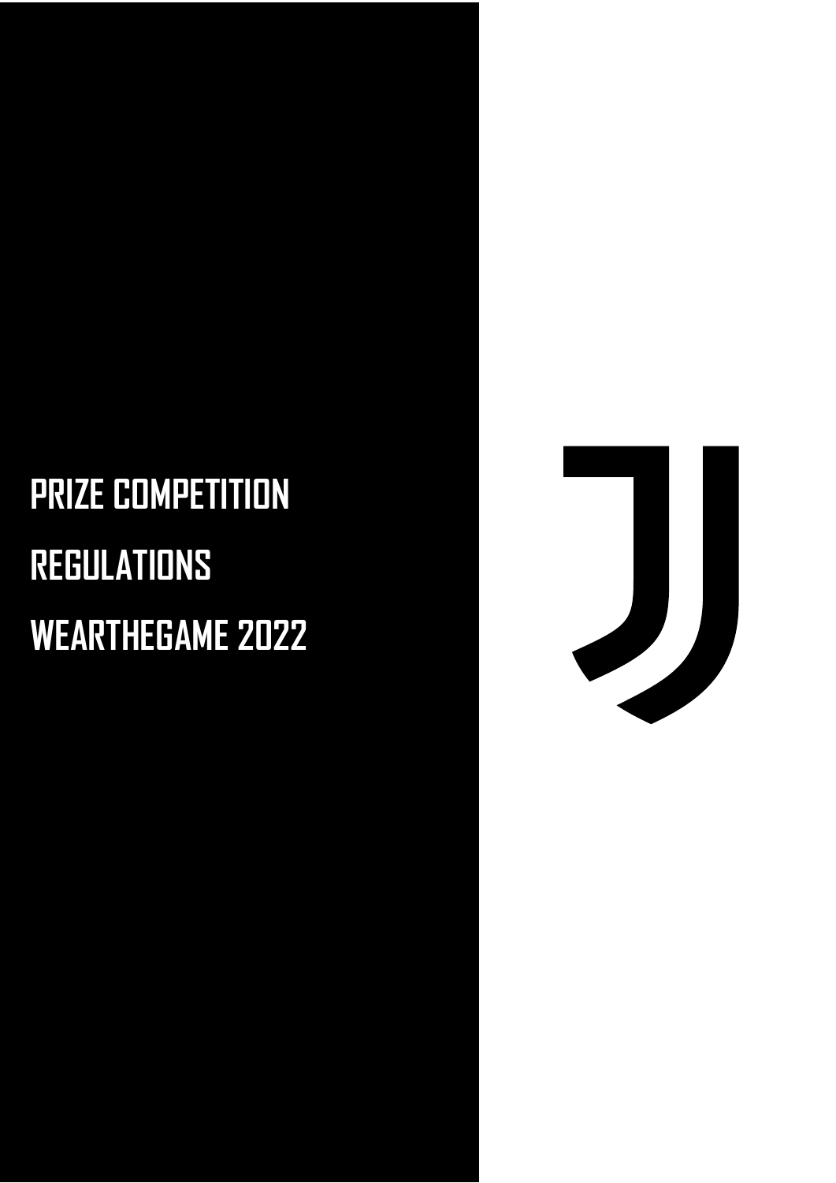# PRIZE COMPETITION REGULATIONS WEARTHEGAME 2022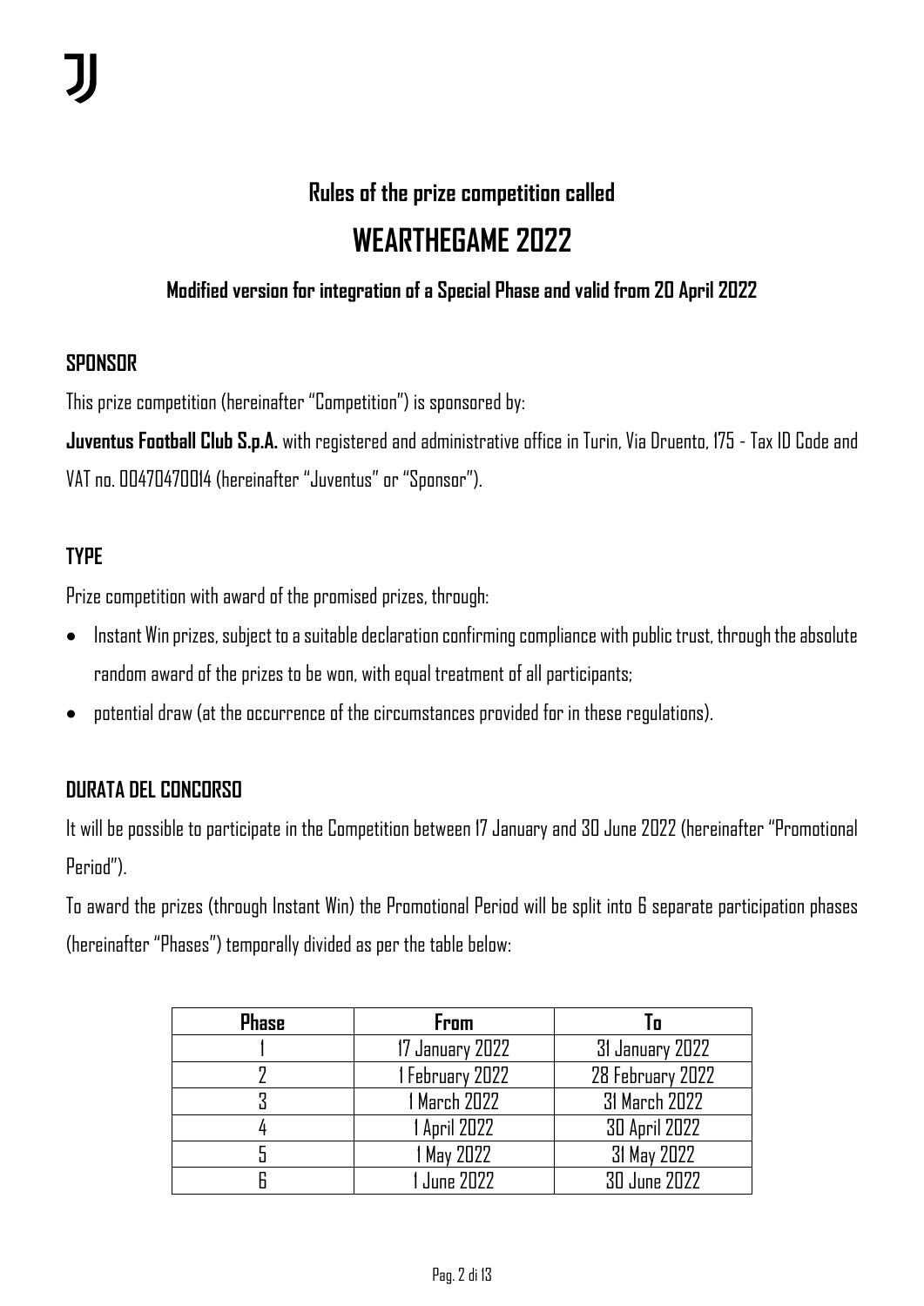## Rules of the prize competition called

# WEARTHEGAME 2022

### Modified version for integration of a Special Phase and valid from 20 April 2022

**SPONSOR**

This prize competition (hereinafter "Competition") is sponsored by:

**Juventus Football Club S.p.A.** with registered and administrative office in Turin, Via Druento, 175 - Tax ID Code and VAT no. 00470470014 (hereinafter "Juventus" or "Sponsor").

**TYPE**

Prize competition with award of the promised prizes, through:

- Instant Win prizes, subject to a suitable declaration confirming compliance with public trust, through the absolute random award of the prizes to be won, with equal treatment of all participants;
- potential draw (at the occurrence of the circumstances provided for in these regulations).

**DURATA DEL CONCORSO**

It will be possible to participate in the Competition between 17 January and 30 June 2022 (hereinafter "Promotional Period").

To award the prizes (through Instant Win) the Promotional Period will be split into 6 separate participation phases (hereinafter "Phases") temporally divided as per the table below:

| Phase | From | To |
|---|---|---|
| 1 | 17 January 2022 | 31 January 2022 |
| 2 | 1 February 2022 | 28 February 2022 |
| 3 | 1 March 2022 | 31 March 2022 |
| 4 | 1 April 2022 | 30 April 2022 |
| 5 | 1 May 2022 | 31 May 2022 |
| 6 | 1 June 2022 | 30 June 2022 |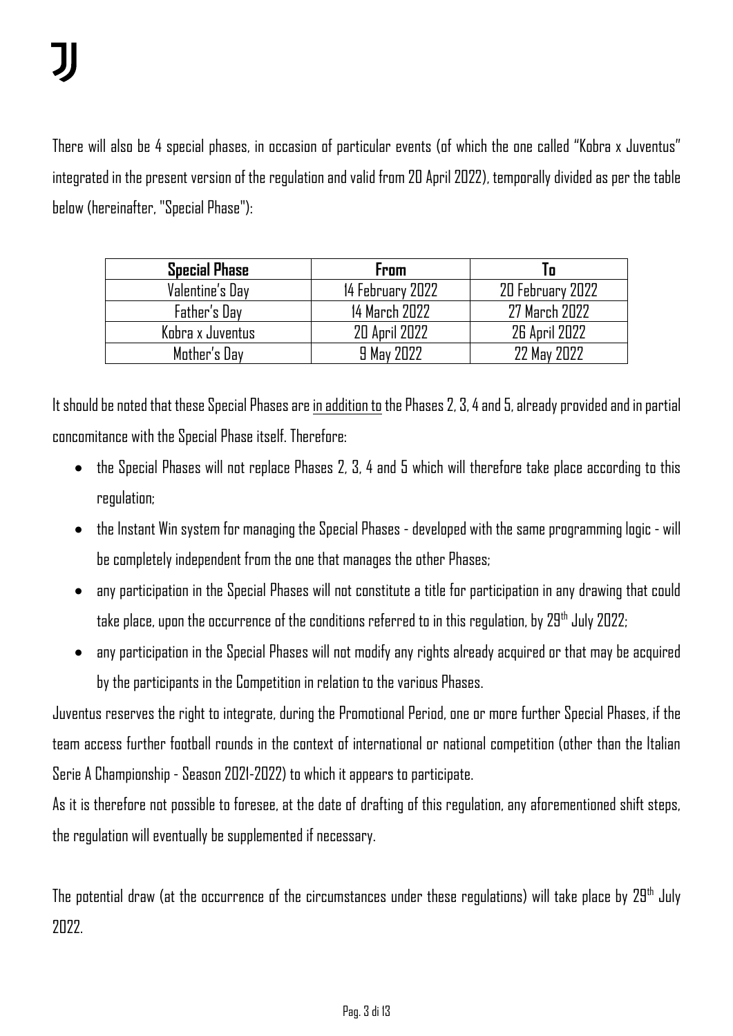There will also be 4 special phases, in occasion of particular events (of which the one called "Kobra x Juventus" integrated in the present version of the regulation and valid from 20 April 2022), temporally divided as per the table below (hereinafter, "Special Phase"):

| **Special Phase** | **From** | **To** |
|---|---|---|
| Valentine's Day | 14 February 2022 | 20 February 2022 |
| Father's Day | 14 March 2022 | 27 March 2022 |
| Kobra x Juventus | 20 April 2022 | 26 April 2022 |
| Mother's Day | 9 May 2022 | 22 May 2022 |

It should be noted that these Special Phases are <u>in addition to</u> the Phases 2, 3, 4 and 5, already provided and in partial concomitance with the Special Phase itself. Therefore:

- the Special Phases will not replace Phases 2, 3, 4 and 5 which will therefore take place according to this regulation;
- the Instant Win system for managing the Special Phases - developed with the same programming logic - will be completely independent from the one that manages the other Phases;
- any participation in the Special Phases will not constitute a title for participation in any drawing that could take place, upon the occurrence of the conditions referred to in this regulation, by 29th July 2022;
- any participation in the Special Phases will not modify any rights already acquired or that may be acquired by the participants in the Competition in relation to the various Phases.

Juventus reserves the right to integrate, during the Promotional Period, one or more further Special Phases, if the team access further football rounds in the context of international or national competition (other than the Italian Serie A Championship - Season 2021-2022) to which it appears to participate.

As it is therefore not possible to foresee, at the date of drafting of this regulation, any aforementioned shift steps, the regulation will eventually be supplemented if necessary.

The potential draw (at the occurrence of the circumstances under these regulations) will take place by 29th July 2022.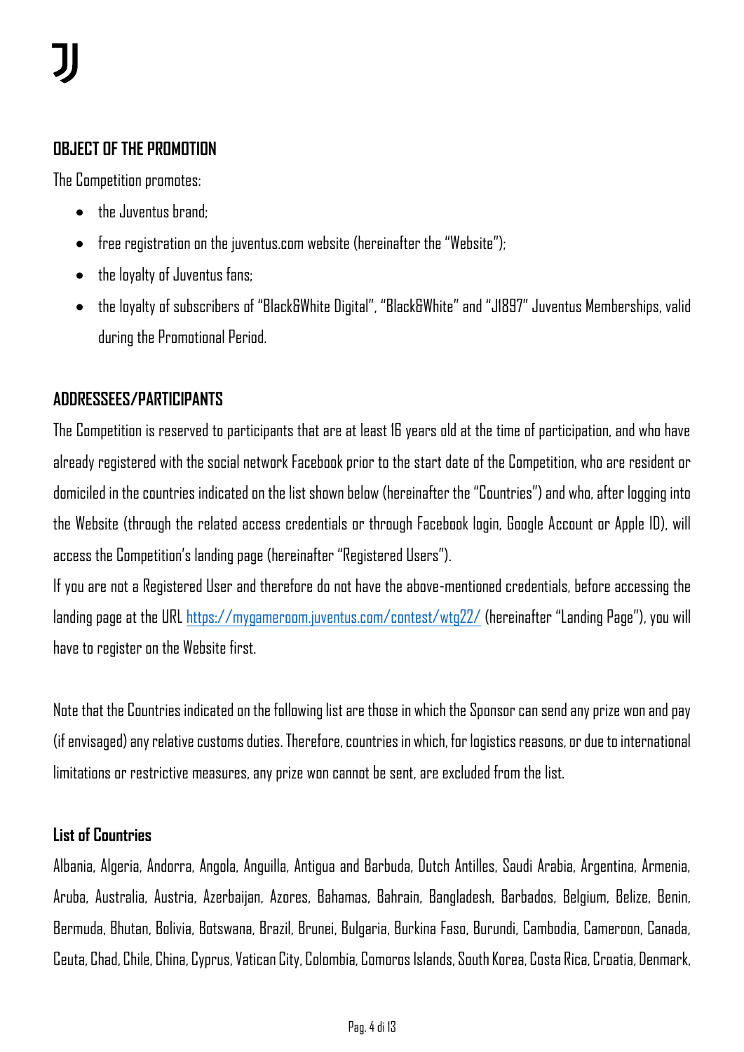## OBJECT OF THE PROMOTION

The Competition promotes:

- the Juventus brand;
- free registration on the juventus.com website (hereinafter the "Website");
- the loyalty of Juventus fans;
- the loyalty of subscribers of "Black&White Digital", "Black&White" and "J1897" Juventus Memberships, valid during the Promotional Period.

## ADDRESSEES/PARTICIPANTS

The Competition is reserved to participants that are at least 16 years old at the time of participation, and who have already registered with the social network Facebook prior to the start date of the Competition, who are resident or domiciled in the countries indicated on the list shown below (hereinafter the "Countries") and who, after logging into the Website (through the related access credentials or through Facebook login, Google Account or Apple ID), will access the Competition's landing page (hereinafter "Registered Users").

If you are not a Registered User and therefore do not have the above-mentioned credentials, before accessing the landing page at the URL [https://mygameroom.juventus.com/contest/wtg22/](https://mygameroom.juventus.com/contest/wtg22/) (hereinafter "Landing Page"), you will have to register on the Website first.

Note that the Countries indicated on the following list are those in which the Sponsor can send any prize won and pay (if envisaged) any relative customs duties. Therefore, countries in which, for logistics reasons, or due to international limitations or restrictive measures, any prize won cannot be sent, are excluded from the list.

### List of Countries

Albania, Algeria, Andorra, Angola, Anguilla, Antigua and Barbuda, Dutch Antilles, Saudi Arabia, Argentina, Armenia, Aruba, Australia, Austria, Azerbaijan, Azores, Bahamas, Bahrain, Bangladesh, Barbados, Belgium, Belize, Benin, Bermuda, Bhutan, Bolivia, Botswana, Brazil, Brunei, Bulgaria, Burkina Faso, Burundi, Cambodia, Cameroon, Canada, Ceuta, Chad, Chile, China, Cyprus, Vatican City, Colombia, Comoros Islands, South Korea, Costa Rica, Croatia, Denmark,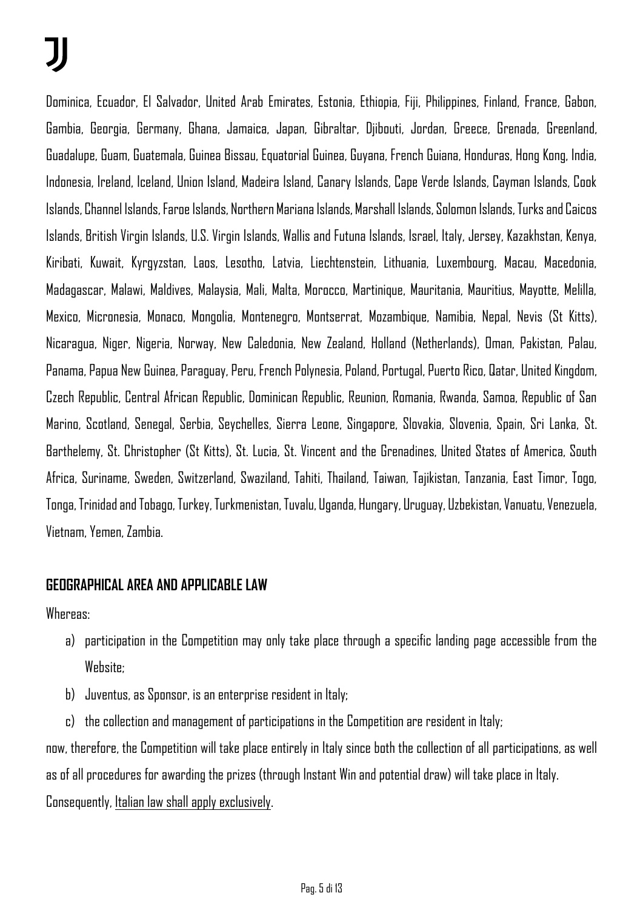Dominica, Ecuador, El Salvador, United Arab Emirates, Estonia, Ethiopia, Fiji, Philippines, Finland, France, Gabon, Gambia, Georgia, Germany, Ghana, Jamaica, Japan, Gibraltar, Djibouti, Jordan, Greece, Grenada, Greenland, Guadalupe, Guam, Guatemala, Guinea Bissau, Equatorial Guinea, Guyana, French Guiana, Honduras, Hong Kong, India, Indonesia, Ireland, Iceland, Union Island, Madeira Island, Canary Islands, Cape Verde Islands, Cayman Islands, Cook Islands, Channel Islands, Faroe Islands, Northern Mariana Islands, Marshall Islands, Solomon Islands, Turks and Caicos Islands, British Virgin Islands, U.S. Virgin Islands, Wallis and Futuna Islands, Israel, Italy, Jersey, Kazakhstan, Kenya, Kiribati, Kuwait, Kyrgyzstan, Laos, Lesotho, Latvia, Liechtenstein, Lithuania, Luxembourg, Macau, Macedonia, Madagascar, Malawi, Maldives, Malaysia, Mali, Malta, Morocco, Martinique, Mauritania, Mauritius, Mayotte, Melilla, Mexico, Micronesia, Monaco, Mongolia, Montenegro, Montserrat, Mozambique, Namibia, Nepal, Nevis (St Kitts), Nicaragua, Niger, Nigeria, Norway, New Caledonia, New Zealand, Holland (Netherlands), Oman, Pakistan, Palau, Panama, Papua New Guinea, Paraguay, Peru, French Polynesia, Poland, Portugal, Puerto Rico, Qatar, United Kingdom, Czech Republic, Central African Republic, Dominican Republic, Reunion, Romania, Rwanda, Samoa, Republic of San Marino, Scotland, Senegal, Serbia, Seychelles, Sierra Leone, Singapore, Slovakia, Slovenia, Spain, Sri Lanka, St. Barthelemy, St. Christopher (St Kitts), St. Lucia, St. Vincent and the Grenadines, United States of America, South Africa, Suriname, Sweden, Switzerland, Swaziland, Tahiti, Thailand, Taiwan, Tajikistan, Tanzania, East Timor, Togo, Tonga, Trinidad and Tobago, Turkey, Turkmenistan, Tuvalu, Uganda, Hungary, Uruguay, Uzbekistan, Vanuatu, Venezuela, Vietnam, Yemen, Zambia.

## GEOGRAPHICAL AREA AND APPLICABLE LAW

Whereas:

a) participation in the Competition may only take place through a specific landing page accessible from the Website;
b) Juventus, as Sponsor, is an enterprise resident in Italy;
c) the collection and management of participations in the Competition are resident in Italy;

now, therefore, the Competition will take place entirely in Italy since both the collection of all participations, as well as of all procedures for awarding the prizes (through Instant Win and potential draw) will take place in Italy.

Consequently, Italian law shall apply exclusively.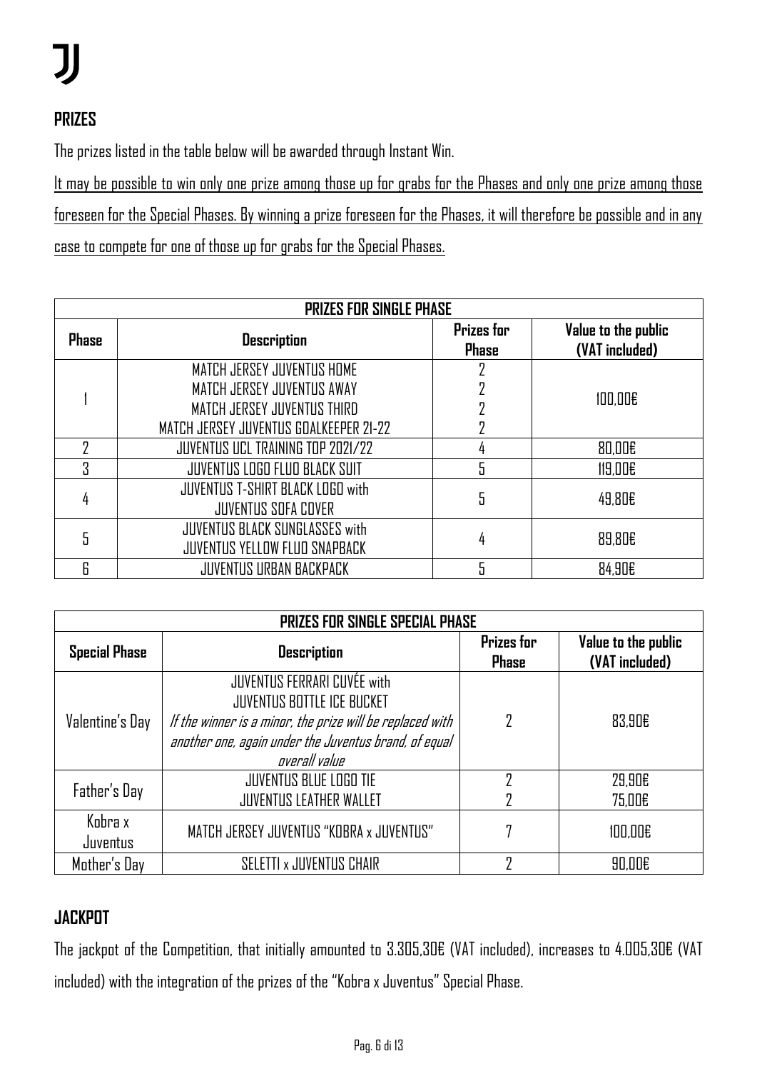## PRIZES

The prizes listed in the table below will be awarded through Instant Win.

It may be possible to win only one prize among those up for grabs for the Phases and only one prize among those foreseen for the Special Phases. By winning a prize foreseen for the Phases, it will therefore be possible and in any case to compete for one of those up for grabs for the Special Phases.

| **PRIZES FOR SINGLE PHASE** | | | |
|---|---|---|---|
| **Phase** | **Description** | **Prizes for Phase** | **Value to the public (VAT included)** |
| 1 | MATCH JERSEY JUVENTUS HOME<br>MATCH JERSEY JUVENTUS AWAY<br>MATCH JERSEY JUVENTUS THIRD<br>MATCH JERSEY JUVENTUS GOALKEEPER 21-22 | 2<br>2<br>2<br>2 | 100,00€ |
| 2 | JUVENTUS UCL TRAINING TOP 2021/22 | 4 | 80,00€ |
| 3 | JUVENTUS LOGO FLUO BLACK SUIT | 5 | 119,00€ |
| 4 | JUVENTUS T-SHIRT BLACK LOGO with JUVENTUS SOFA COVER | 5 | 49,80€ |
| 5 | JUVENTUS BLACK SUNGLASSES with JUVENTUS YELLOW FLUO SNAPBACK | 4 | 89,80€ |
| 6 | JUVENTUS URBAN BACKPACK | 5 | 84,90€ |

| **PRIZES FOR SINGLE SPECIAL PHASE** | | | |
|---|---|---|---|
| **Special Phase** | **Description** | **Prizes for Phase** | **Value to the public (VAT included)** |
| Valentine's Day | JUVENTUS FERRARI CUVÉE with JUVENTUS BOTTLE ICE BUCKET<br>*If the winner is a minor, the prize will be replaced with another one, again under the Juventus brand, of equal overall value* | 2 | 83,90€ |
| Father's Day | JUVENTUS BLUE LOGO TIE<br>JUVENTUS LEATHER WALLET | 2<br>2 | 29,90€<br>75,00€ |
| Kobra x Juventus | MATCH JERSEY JUVENTUS "KOBRA x JUVENTUS" | 7 | 100,00€ |
| Mother's Day | SELETTI x JUVENTUS CHAIR | 2 | 90,00€ |

## JACKPOT

The jackpot of the Competition, that initially amounted to 3.305,30€ (VAT included), increases to 4.005,30€ (VAT included) with the integration of the prizes of the "Kobra x Juventus" Special Phase.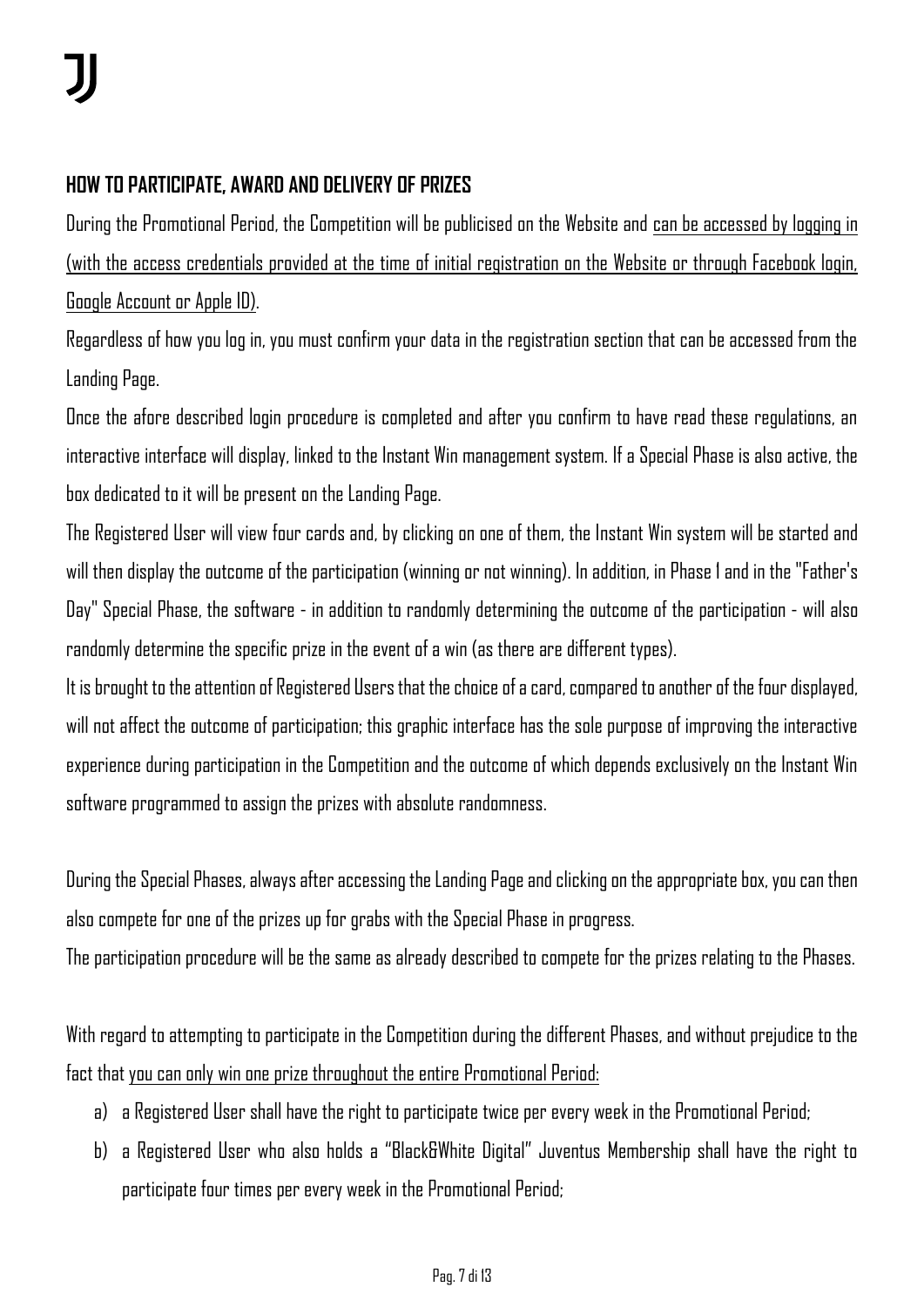## HOW TO PARTICIPATE, AWARD AND DELIVERY OF PRIZES

During the Promotional Period, the Competition will be publicised on the Website and can be accessed by logging in (with the access credentials provided at the time of initial registration on the Website or through Facebook login, Google Account or Apple ID).

Regardless of how you log in, you must confirm your data in the registration section that can be accessed from the Landing Page.

Once the afore described login procedure is completed and after you confirm to have read these regulations, an interactive interface will display, linked to the Instant Win management system. If a Special Phase is also active, the box dedicated to it will be present on the Landing Page.

The Registered User will view four cards and, by clicking on one of them, the Instant Win system will be started and will then display the outcome of the participation (winning or not winning). In addition, in Phase 1 and in the "Father's Day" Special Phase, the software - in addition to randomly determining the outcome of the participation - will also randomly determine the specific prize in the event of a win (as there are different types).

It is brought to the attention of Registered Users that the choice of a card, compared to another of the four displayed, will not affect the outcome of participation; this graphic interface has the sole purpose of improving the interactive experience during participation in the Competition and the outcome of which depends exclusively on the Instant Win software programmed to assign the prizes with absolute randomness.

During the Special Phases, always after accessing the Landing Page and clicking on the appropriate box, you can then also compete for one of the prizes up for grabs with the Special Phase in progress.

The participation procedure will be the same as already described to compete for the prizes relating to the Phases.

With regard to attempting to participate in the Competition during the different Phases, and without prejudice to the fact that you can only win one prize throughout the entire Promotional Period:

a) a Registered User shall have the right to participate twice per every week in the Promotional Period;

b) a Registered User who also holds a "Black&White Digital" Juventus Membership shall have the right to participate four times per every week in the Promotional Period;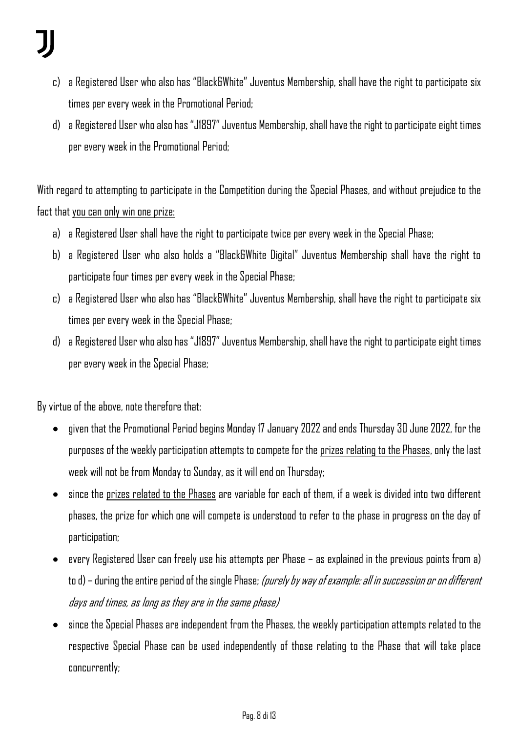c) a Registered User who also has "Black&White" Juventus Membership, shall have the right to participate six times per every week in the Promotional Period;

d) a Registered User who also has "J1897" Juventus Membership, shall have the right to participate eight times per every week in the Promotional Period;

With regard to attempting to participate in the Competition during the Special Phases, and without prejudice to the fact that <u>you can only win one prize:</u>

a) a Registered User shall have the right to participate twice per every week in the Special Phase;

b) a Registered User who also holds a "Black&White Digital" Juventus Membership shall have the right to participate four times per every week in the Special Phase;

c) a Registered User who also has "Black&White" Juventus Membership, shall have the right to participate six times per every week in the Special Phase;

d) a Registered User who also has "J1897" Juventus Membership, shall have the right to participate eight times per every week in the Special Phase;

By virtue of the above, note therefore that:

- given that the Promotional Period begins Monday 17 January 2022 and ends Thursday 30 June 2022, for the purposes of the weekly participation attempts to compete for the <u>prizes relating to the Phases</u>, only the last week will not be from Monday to Sunday, as it will end on Thursday;
- since the <u>prizes related to the Phases</u> are variable for each of them, if a week is divided into two different phases, the prize for which one will compete is understood to refer to the phase in progress on the day of participation;
- every Registered User can freely use his attempts per Phase – as explained in the previous points from a) to d) – during the entire period of the single Phase; *(purely by way of example: all in succession or on different days and times, as long as they are in the same phase)*
- since the Special Phases are independent from the Phases, the weekly participation attempts related to the respective Special Phase can be used independently of those relating to the Phase that will take place concurrently;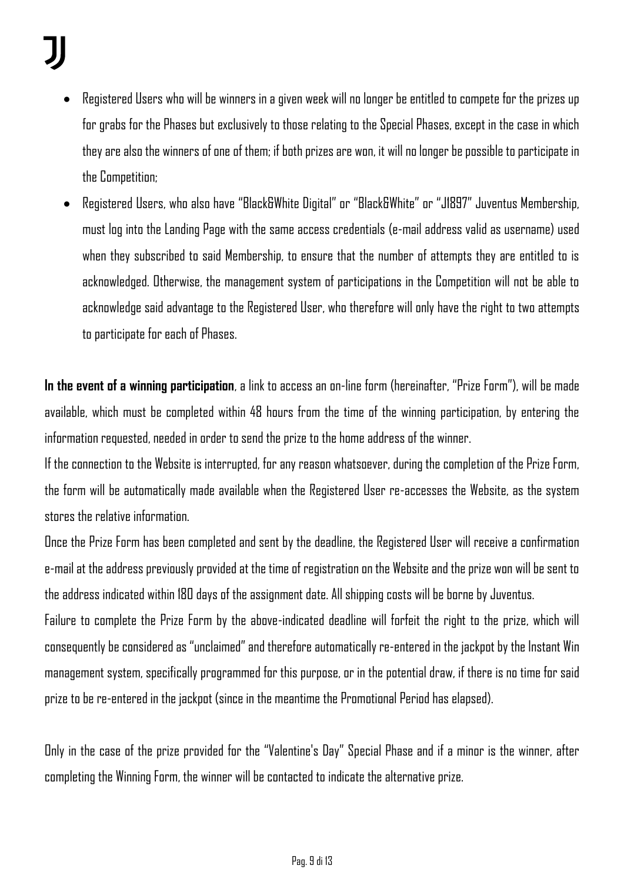- Registered Users who will be winners in a given week will no longer be entitled to compete for the prizes up for grabs for the Phases but exclusively to those relating to the Special Phases, except in the case in which they are also the winners of one of them; if both prizes are won, it will no longer be possible to participate in the Competition;
- Registered Users, who also have "Black&White Digital" or "Black&White" or "J1897" Juventus Membership, must log into the Landing Page with the same access credentials (e-mail address valid as username) used when they subscribed to said Membership, to ensure that the number of attempts they are entitled to is acknowledged. Otherwise, the management system of participations in the Competition will not be able to acknowledge said advantage to the Registered User, who therefore will only have the right to two attempts to participate for each of Phases.

**In the event of a winning participation**, a link to access an on-line form (hereinafter, "Prize Form"), will be made available, which must be completed within 48 hours from the time of the winning participation, by entering the information requested, needed in order to send the prize to the home address of the winner.
If the connection to the Website is interrupted, for any reason whatsoever, during the completion of the Prize Form, the form will be automatically made available when the Registered User re-accesses the Website, as the system stores the relative information.
Once the Prize Form has been completed and sent by the deadline, the Registered User will receive a confirmation e-mail at the address previously provided at the time of registration on the Website and the prize won will be sent to the address indicated within 180 days of the assignment date. All shipping costs will be borne by Juventus.
Failure to complete the Prize Form by the above-indicated deadline will forfeit the right to the prize, which will consequently be considered as "unclaimed" and therefore automatically re-entered in the jackpot by the Instant Win management system, specifically programmed for this purpose, or in the potential draw, if there is no time for said prize to be re-entered in the jackpot (since in the meantime the Promotional Period has elapsed).

Only in the case of the prize provided for the "Valentine's Day" Special Phase and if a minor is the winner, after completing the Winning Form, the winner will be contacted to indicate the alternative prize.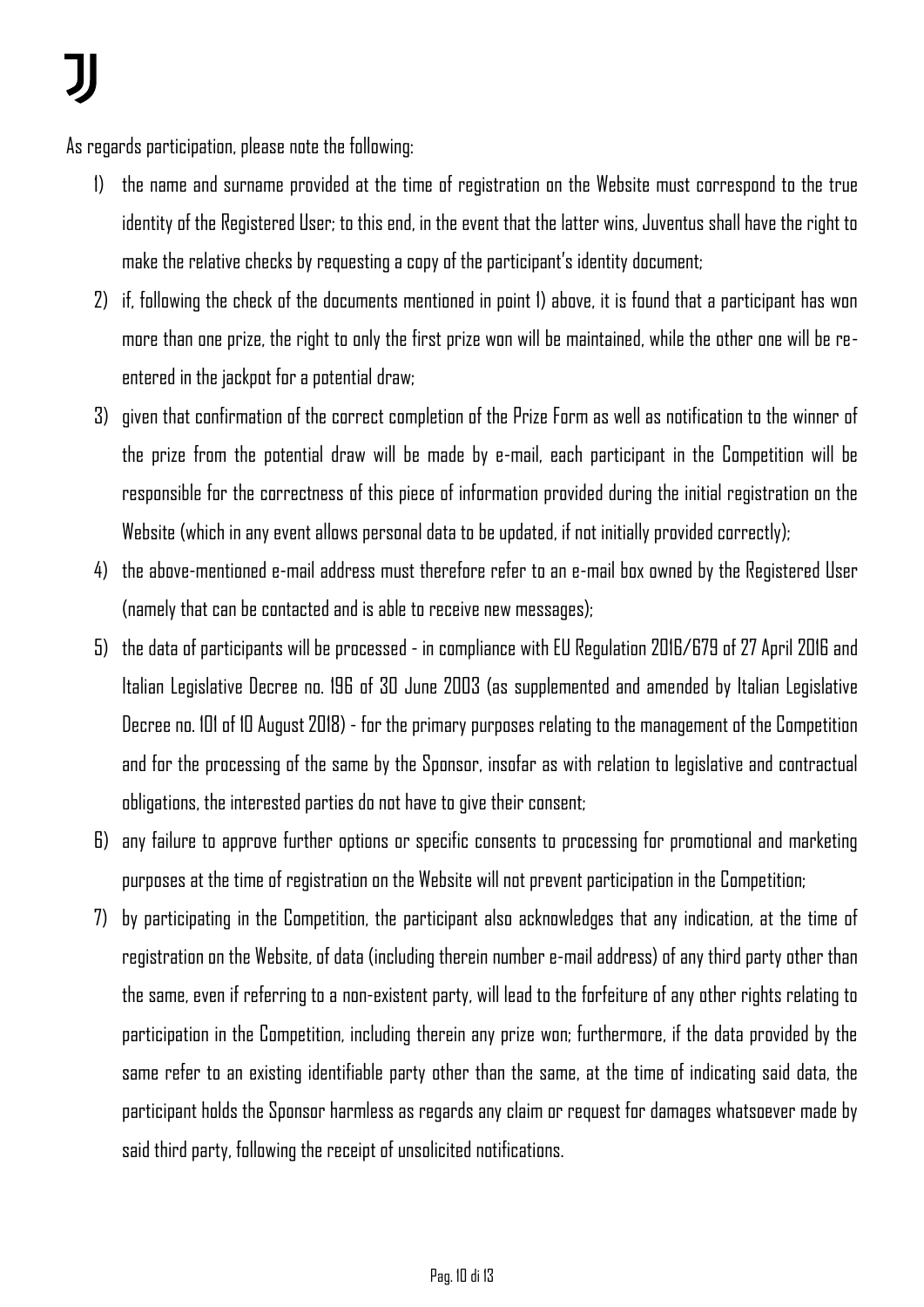As regards participation, please note the following:

1) the name and surname provided at the time of registration on the Website must correspond to the true identity of the Registered User; to this end, in the event that the latter wins, Juventus shall have the right to make the relative checks by requesting a copy of the participant's identity document;
2) if, following the check of the documents mentioned in point 1) above, it is found that a participant has won more than one prize, the right to only the first prize won will be maintained, while the other one will be re-entered in the jackpot for a potential draw;
3) given that confirmation of the correct completion of the Prize Form as well as notification to the winner of the prize from the potential draw will be made by e-mail, each participant in the Competition will be responsible for the correctness of this piece of information provided during the initial registration on the Website (which in any event allows personal data to be updated, if not initially provided correctly);
4) the above-mentioned e-mail address must therefore refer to an e-mail box owned by the Registered User (namely that can be contacted and is able to receive new messages);
5) the data of participants will be processed - in compliance with EU Regulation 2016/679 of 27 April 2016 and Italian Legislative Decree no. 196 of 30 June 2003 (as supplemented and amended by Italian Legislative Decree no. 101 of 10 August 2018) - for the primary purposes relating to the management of the Competition and for the processing of the same by the Sponsor, insofar as with relation to legislative and contractual obligations, the interested parties do not have to give their consent;
6) any failure to approve further options or specific consents to processing for promotional and marketing purposes at the time of registration on the Website will not prevent participation in the Competition;
7) by participating in the Competition, the participant also acknowledges that any indication, at the time of registration on the Website, of data (including therein number e-mail address) of any third party other than the same, even if referring to a non-existent party, will lead to the forfeiture of any other rights relating to participation in the Competition, including therein any prize won; furthermore, if the data provided by the same refer to an existing identifiable party other than the same, at the time of indicating said data, the participant holds the Sponsor harmless as regards any claim or request for damages whatsoever made by said third party, following the receipt of unsolicited notifications.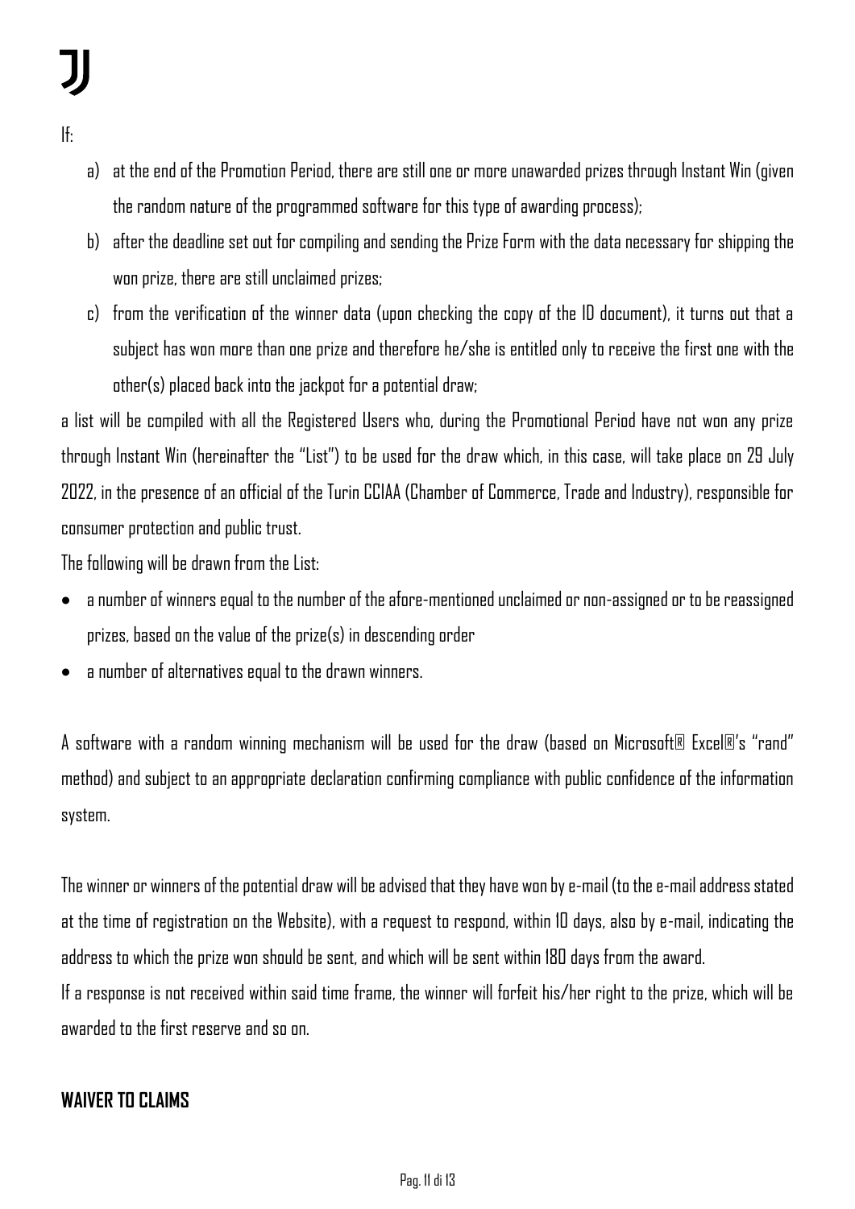If:

a) at the end of the Promotion Period, there are still one or more unawarded prizes through Instant Win (given the random nature of the programmed software for this type of awarding process);
b) after the deadline set out for compiling and sending the Prize Form with the data necessary for shipping the won prize, there are still unclaimed prizes;
c) from the verification of the winner data (upon checking the copy of the ID document), it turns out that a subject has won more than one prize and therefore he/she is entitled only to receive the first one with the other(s) placed back into the jackpot for a potential draw;

a list will be compiled with all the Registered Users who, during the Promotional Period have not won any prize through Instant Win (hereinafter the "List") to be used for the draw which, in this case, will take place on 29 July 2022, in the presence of an official of the Turin CCIAA (Chamber of Commerce, Trade and Industry), responsible for consumer protection and public trust.

The following will be drawn from the List:

- a number of winners equal to the number of the afore-mentioned unclaimed or non-assigned or to be reassigned prizes, based on the value of the prize(s) in descending order
- a number of alternatives equal to the drawn winners.

A software with a random winning mechanism will be used for the draw (based on Microsoft® Excel®'s "rand" method) and subject to an appropriate declaration confirming compliance with public confidence of the information system.

The winner or winners of the potential draw will be advised that they have won by e-mail (to the e-mail address stated at the time of registration on the Website), with a request to respond, within 10 days, also by e-mail, indicating the address to which the prize won should be sent, and which will be sent within 180 days from the award.

If a response is not received within said time frame, the winner will forfeit his/her right to the prize, which will be awarded to the first reserve and so on.

## WAIVER TO CLAIMS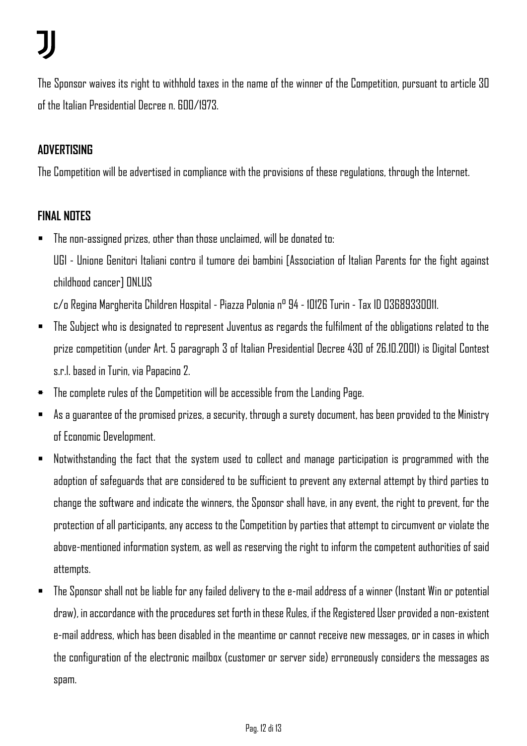The Sponsor waives its right to withhold taxes in the name of the winner of the Competition, pursuant to article 30 of the Italian Presidential Decree n. 600/1973.

## ADVERTISING

The Competition will be advertised in compliance with the provisions of these regulations, through the Internet.

## FINAL NOTES

- The non-assigned prizes, other than those unclaimed, will be donated to:
  UGI - Unione Genitori Italiani contro il tumore dei bambini [Association of Italian Parents for the fight against childhood cancer] ONLUS
  c/o Regina Margherita Children Hospital - Piazza Polonia n° 94 - 10126 Turin - Tax ID 03689330011.
- The Subject who is designated to represent Juventus as regards the fulfilment of the obligations related to the prize competition (under Art. 5 paragraph 3 of Italian Presidential Decree 430 of 26.10.2001) is Digital Contest s.r.l. based in Turin, via Papacino 2.
- The complete rules of the Competition will be accessible from the Landing Page.
- As a guarantee of the promised prizes, a security, through a surety document, has been provided to the Ministry of Economic Development.
- Notwithstanding the fact that the system used to collect and manage participation is programmed with the adoption of safeguards that are considered to be sufficient to prevent any external attempt by third parties to change the software and indicate the winners, the Sponsor shall have, in any event, the right to prevent, for the protection of all participants, any access to the Competition by parties that attempt to circumvent or violate the above-mentioned information system, as well as reserving the right to inform the competent authorities of said attempts.
- The Sponsor shall not be liable for any failed delivery to the e-mail address of a winner (Instant Win or potential draw), in accordance with the procedures set forth in these Rules, if the Registered User provided a non-existent e-mail address, which has been disabled in the meantime or cannot receive new messages, or in cases in which the configuration of the electronic mailbox (customer or server side) erroneously considers the messages as spam.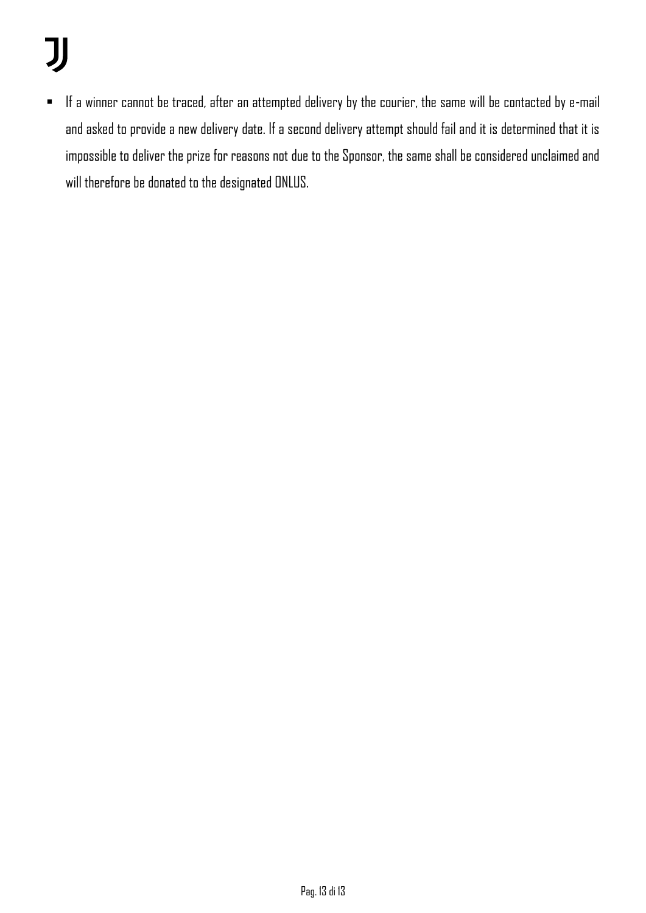- If a winner cannot be traced, after an attempted delivery by the courier, the same will be contacted by e-mail and asked to provide a new delivery date. If a second delivery attempt should fail and it is determined that it is impossible to deliver the prize for reasons not due to the Sponsor, the same shall be considered unclaimed and will therefore be donated to the designated ONLUS.